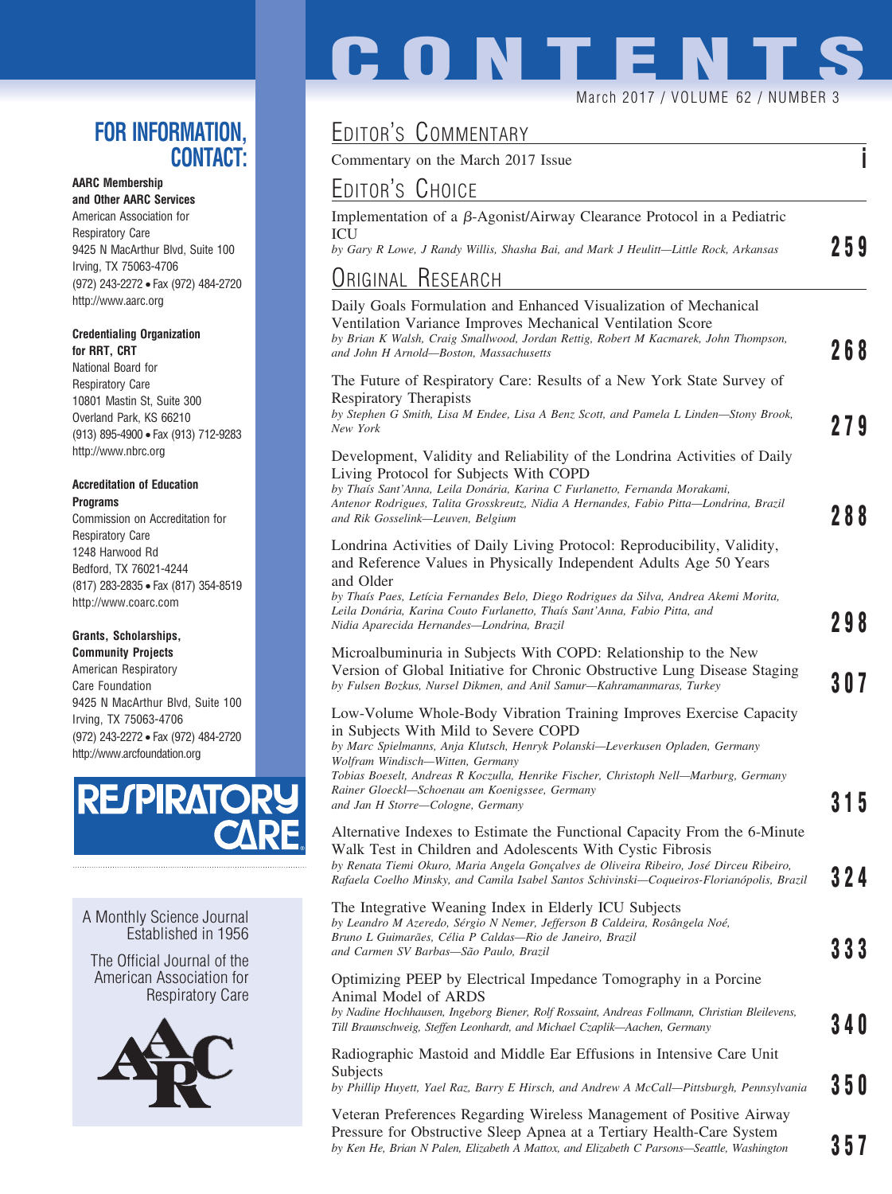# CONTENTS

March 2017 / VOLUME 62 / NUMBER 3

## EDITOR'S COMMENTARY

Commentary on the March 2017 Issue — i

## EDITOR'S CHOICE

Implementation of a β-Agonist/Airway Clearance Protocol in a Pediatric ICU
*by Gary R Lowe, J Randy Willis, Shasha Bai, and Mark J Heulitt—Little Rock, Arkansas* — 259

## ORIGINAL RESEARCH

Daily Goals Formulation and Enhanced Visualization of Mechanical Ventilation Variance Improves Mechanical Ventilation Score
*by Brian K Walsh, Craig Smallwood, Jordan Rettig, Robert M Kacmarek, John Thompson, and John H Arnold—Boston, Massachusetts* — 268

The Future of Respiratory Care: Results of a New York State Survey of Respiratory Therapists
*by Stephen G Smith, Lisa M Endee, Lisa A Benz Scott, and Pamela L Linden—Stony Brook, New York* — 279

Development, Validity and Reliability of the Londrina Activities of Daily Living Protocol for Subjects With COPD
*by Thaís Sant'Anna, Leila Donária, Karina C Furlanetto, Fernanda Morakami, Antenor Rodrigues, Talita Grosskreutz, Nidia A Hernandes, Fabio Pitta—Londrina, Brazil and Rik Gosselink—Leuven, Belgium* — 288

Londrina Activities of Daily Living Protocol: Reproducibility, Validity, and Reference Values in Physically Independent Adults Age 50 Years and Older
*by Thaís Paes, Letícia Fernandes Belo, Diego Rodrigues da Silva, Andrea Akemi Morita, Leila Donária, Karina Couto Furlanetto, Thaís Sant'Anna, Fabio Pitta, and Nidia Aparecida Hernandes—Londrina, Brazil* — 298

Microalbuminuria in Subjects With COPD: Relationship to the New Version of Global Initiative for Chronic Obstructive Lung Disease Staging
*by Fulsen Bozkus, Nursel Dikmen, and Anil Samur—Kahramanmaras, Turkey* — 307

Low-Volume Whole-Body Vibration Training Improves Exercise Capacity in Subjects With Mild to Severe COPD
*by Marc Spielmanns, Anja Klutsch, Henryk Polanski—Leverkusen Opladen, Germany
Wolfram Windisch—Witten, Germany
Tobias Boeselt, Andreas R Koczulla, Henrike Fischer, Christoph Nell—Marburg, Germany
Rainer Gloeckl—Schoenau am Koenigssee, Germany
and Jan H Storre—Cologne, Germany* — 315

Alternative Indexes to Estimate the Functional Capacity From the 6-Minute Walk Test in Children and Adolescents With Cystic Fibrosis
*by Renata Tiemi Okuro, Maria Angela Gonçalves de Oliveira Ribeiro, José Dirceu Ribeiro, Rafaela Coelho Minsky, and Camila Isabel Santos Schivinski—Coqueiros-Florianópolis, Brazil* — 324

The Integrative Weaning Index in Elderly ICU Subjects
*by Leandro M Azeredo, Sérgio N Nemer, Jefferson B Caldeira, Rosângela Noé, Bruno L Guimarães, Célia P Caldas—Rio de Janeiro, Brazil and Carmen SV Barbas—São Paulo, Brazil* — 333

Optimizing PEEP by Electrical Impedance Tomography in a Porcine Animal Model of ARDS
*by Nadine Hochhausen, Ingeborg Biener, Rolf Rossaint, Andreas Follmann, Christian Bleilevens, Till Braunschweig, Steffen Leonhardt, and Michael Czaplik—Aachen, Germany* — 340

Radiographic Mastoid and Middle Ear Effusions in Intensive Care Unit Subjects
*by Phillip Huyett, Yael Raz, Barry E Hirsch, and Andrew A McCall—Pittsburgh, Pennsylvania* — 350

Veteran Preferences Regarding Wireless Management of Positive Airway Pressure for Obstructive Sleep Apnea at a Tertiary Health-Care System
*by Ken He, Brian N Palen, Elizabeth A Mattox, and Elizabeth C Parsons—Seattle, Washington* — 357

## FOR INFORMATION, CONTACT:

**AARC Membership and Other AARC Services**
American Association for Respiratory Care
9425 N MacArthur Blvd, Suite 100
Irving, TX 75063-4706
(972) 243-2272 • Fax (972) 484-2720
http://www.aarc.org

**Credentialing Organization for RRT, CRT**
National Board for Respiratory Care
10801 Mastin St, Suite 300
Overland Park, KS 66210
(913) 895-4900 • Fax (913) 712-9283
http://www.nbrc.org

**Accreditation of Education Programs**
Commission on Accreditation for Respiratory Care
1248 Harwood Rd
Bedford, TX 76021-4244
(817) 283-2835 • Fax (817) 354-8519
http://www.coarc.com

**Grants, Scholarships, Community Projects**
American Respiratory Care Foundation
9425 N MacArthur Blvd, Suite 100
Irving, TX 75063-4706
(972) 243-2272 • Fax (972) 484-2720
http://www.arcfoundation.org

RESPIRATORY CARE

A Monthly Science Journal
Established in 1956

The Official Journal of the American Association for Respiratory Care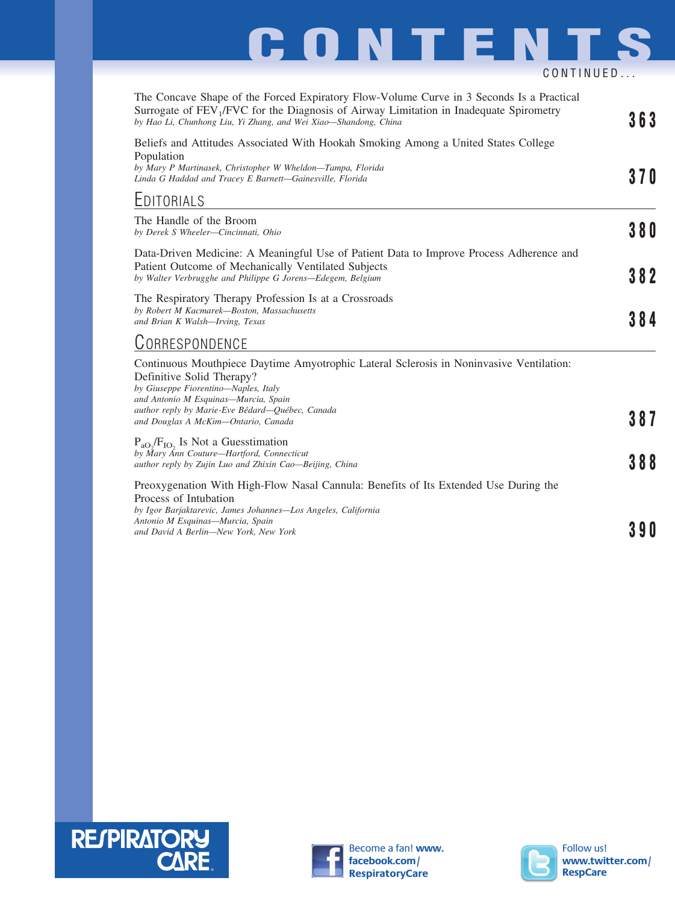# CONTENTS

CONTINUED...

The Concave Shape of the Forced Expiratory Flow-Volume Curve in 3 Seconds Is a Practical Surrogate of $FEV_1$/FVC for the Diagnosis of Airway Limitation in Inadequate Spirometry
*by Hao Li, Chunhong Liu, Yi Zhang, and Wei Xiao—Shandong, China* **363**

Beliefs and Attitudes Associated With Hookah Smoking Among a United States College Population
*by Mary P Martinasek, Christopher W Wheldon—Tampa, Florida*
*Linda G Haddad and Tracey E Barnett—Gainesville, Florida* **370**

## Editorials

The Handle of the Broom
*by Derek S Wheeler—Cincinnati, Ohio* **380**

Data-Driven Medicine: A Meaningful Use of Patient Data to Improve Process Adherence and Patient Outcome of Mechanically Ventilated Subjects
*by Walter Verbrugghe and Philippe G Jorens—Edegem, Belgium* **382**

The Respiratory Therapy Profession Is at a Crossroads
*by Robert M Kacmarek—Boston, Massachusetts*
*and Brian K Walsh—Irving, Texas* **384**

## Correspondence

Continuous Mouthpiece Daytime Amyotrophic Lateral Sclerosis in Noninvasive Ventilation: Definitive Solid Therapy?
*by Giuseppe Fiorentino—Naples, Italy*
*and Antonio M Esquinas—Murcia, Spain*
*author reply by Marie-Eve Bédard—Québec, Canada*
*and Douglas A McKim—Ontario, Canada* **387**

$P_{aO_2}/F_{IO_2}$ Is Not a Guesstimation
*by Mary Ann Couture—Hartford, Connecticut*
*author reply by Zujin Luo and Zhixin Cao—Beijing, China* **388**

Preoxygenation With High-Flow Nasal Cannula: Benefits of Its Extended Use During the Process of Intubation
*by Igor Barjaktarevic, James Johannes—Los Angeles, California*
*Antonio M Esquinas—Murcia, Spain*
*and David A Berlin—New York, New York* **390**

RESPIRATORY CARE

Become a fan! www.facebook.com/RespiratoryCare

Follow us! www.twitter.com/RespCare